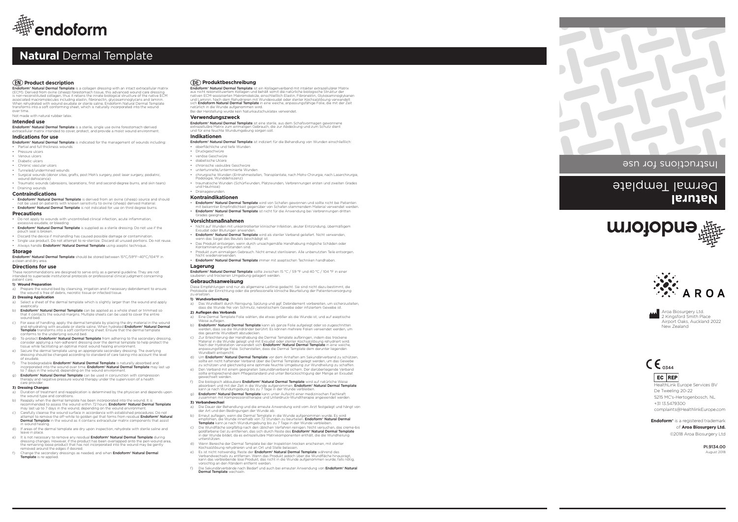# endoform

# **Natural** Dermal Template

## (EN) Product description

**Endoform® Natural Dermal Template** is a collagen dressing with an intact extracellular matrix (ECM). Derived from ovine (sheep) forestomach tissue, this advanced wound care dressing is non-reconstituted collagen, thus it retains the innate biological structure of the native ECM associated macromolecules including elastin, fibronectin, glycosaminoglycans and laminin. When rehydrated with wound exudate or sterile saline, Endoform Natural Dermal Template transforms into a soft conforming sheet, which is naturally incorporated into the wound over time.

Not made with natural rubber latex.

### Intended use

**Endoform® Natural Dermal Template** is a sterile, single use ovine forestomach-derived extracellular matrix intended to cover, protect, and provide a moist wound environment.

### Indications for use

**Endoform® Natural Dermal Template** is indicated for the management of wounds including:

- Partial and full thickness wounds
- Pressure ulcers
- Venous ulcers
- Diabetic ulcers
- Chronic vascular ulcers
- Tunneled/undermined wounds
- Surgical wounds (donor sites, grafts, post Moh's surgery, post laser surgery, podiatric, wound dehiscence)
- Traumatic wounds (abrasions, lacerations, first and second-degree burns, and skin tears)
- Draining wounds

### Contraindications

- **Endoform® Natural Dermal Template** is derived from an ovine (sheep) source and should not be used on patients with known sensitivity to ovine (sheep) derived material.
- **Endoform® Natural Dermal Template** is not indicated for use on third degree burns.

### Precautions

- Do not apply to wounds with uncontrolled clinical infection, acute inflammation, excessive exudate, or bleeding
- **Endoform® Natural Dermal Template** is supplied as a sterile dressing. Do not use if the pouch seal is broken.
- Discard the device if mishandling has caused possible damage or contamination.
- Single use product. Do not attempt to re-sterilize. Discard all unused portions. Do not reuse.
- Always handle **Endoform® Natural Dermal Template** using aseptic technique.

### Storage

**Endoform® Natural Dermal Template** should be stored between 15°C/59°F–40°C/104°F in a clean and dry area.

### Directions for use

These recommendations are designed to serve only as a general guideline. They are not intended to supersede institutional protocols or professional clinical judgment concerning patient care.

**1) Wound Preparation**

a) Prepare the wound bed by cleansing, irrigation and if necessary debridement to ensure the wound is free of debris, necrotic tissue or infected tissue.

**2) Dressing Application**

a) Select a sheet of the dermal template which is slightly larger than the wound and apply aseptically.
b) **Endoform® Natural Dermal Template** can be applied as a whole sheet or trimmed so that it contacts the wound margins. Multiple sheets can be used to cover the entire wound bed.
c) For ease of handling, apply the dermal template by placing the dry material in the wound and rehydrating with exudate or sterile saline. When hydrated **Endoform® Natural Dermal Template** transforms into a soft conforming sheet. Ensure that the dermal template conforms to the underlying wound bed.
d) To protect **Endoform® Natural Dermal Template** from adhering to the secondary dressing, consider applying a non-adherent dressing over the dermal template to help protect the tissue while facilitating an optimal moist wound healing environment.
e) Secure the dermal template using an appropriate secondary dressing. The overlying dressing should be changed according to standard of care taking into account the level of exudate.
f) The biodegradable **Endoform® Natural Dermal Template** is naturally absorbed and incorporated into the wound over time. **Endoform® Natural Dermal Template** may last up to 7 days in the wound, depending on the wound environment.
g) **Endoform® Natural Dermal Template** can be used in conjunction with compression therapy and negative pressure wound therapy under the supervision of a health care provider.

**3) Dressing Changes**

a) Duration of treatment and reapplication is determined by the physician and depends upon the wound type and conditions.
b) Reapply when the dermal template has been incorporated into the wound. It is recommended to assess the wound within 72 hours. **Endoform® Natural Dermal Template** may last up to 7 days in the wound, depending on the wound environment.
c) Carefully cleanse the wound surface in accordance with established procedures. Do not attempt to remove the off-white to golden gel that forms from residual **Endoform® Natural Dermal Template** in the wound as it contains extracellular matrix components that assist in wound healing.
d) If areas of the dermal template are dry upon inspection, rehydrate with sterile saline and leave in place.
e) It is not necessary to remove any residual **Endoform® Natural Dermal Template** during dressing changes. However, if the product has been overlapped onto the peri-wound area, the remaining loose product that has not incorporated into the wound may be gently removed around the edges if desired.
f) Change the secondary dressings as needed, and when **Endoform® Natural Dermal Template** is re-applied.

## (DE) Produktbeschreibung

**Endoform® Natural Dermal Template** ist ein Kollagenverband mit intakter extrazellulärer Matrix aus nicht rekonstituiertem Kollagen und behält somit die natürliche biologische Struktur der nativen ECM-assoziierten Makromoleküle, einschließlich Elastin, Fibronektin, Glykosaminoglykanen und Laminin. Nach dem Rehydrieren mit Wundexsudat oder steriler Kochsalzlösung verwandelt sich **Endoform Natural Dermal Template** in eine weiche, anpassungsfähige Folie, die mit der Zeit natürlich in die Wunde aufgenommen wird.

Bei der Herstellung wurde kein Naturkautschuklatex verwendet.

### Verwendungszweck

**Endoform® Natural Dermal Template** ist eine sterile, aus dem Schafsvormagen gewonnene extrazelluläre Matrix zum einmaligen Gebrauch, die zur Abdeckung und zum Schutz dient und für eine feuchte Wundumgebung sorgen soll.

### Indikationen

**Endoform® Natural Dermal Template** ist indiziert für die Behandlung von Wunden einschließlich:

- oberflächliche und tiefe Wunden
- Druckgeschwüre
- venöse Geschwüre
- diabetische Ulcera
- chronische vaskuläre Geschwüre
- untertunnelte/unterminierte Wunden
- chirurgische Wunden (Entnahmestellen, Transplantate, nach Mohs-Chirurgie, nach Laserchirurgie, Podologie, Wunddehiszenz)
- traumatische Wunden (Schürfwunden, Platzwunden, Verbrennungen ersten und zweiten Grades und Hautrisse)
- Drainagewunden.

### Kontraindikationen

- **Endoform® Natural Dermal Template** wird von Schafen gewonnen und sollte nicht bei Patienten mit bekannter Empfindlichkeit gegenüber von Schafen stammendem Material verwendet werden.
- **Endoform® Natural Dermal Template** ist nicht für die Anwendung bei Verbrennungen dritten Grades geeignet.

### Vorsichtsmaßnahmen

- Nicht auf Wunden mit unkontrollierter klinischer Infektion, akuter Entzündung, übermäßigem Exsudat oder Blutungen anwenden.
- **Endoform® Natural Dermal Template** wird als steriler Verband geliefert. Nicht verwenden, wenn das Siegel des Beutels beschädigt ist.
- Das Produkt entsorgen, wenn durch unsachgemäße Handhabung mögliche Schäden oder Kontamination entstanden sind.
- Produkt zum einmaligen Gebrauch. Nicht erneut sterilisieren. Alle unbenutzten Teile entsorgen. Nicht wiederverwenden.
- **Endoform® Natural Dermal Template** immer mit aseptischen Techniken handhaben.

### Lagerung

**Endoform® Natural Dermal Template** sollte zwischen 15 °C / 59 °F und 40 °C / 104 °F in einer sauberen und trockenen Umgebung gelagert werden.

### Gebrauchsanweisung

Diese Empfehlungen sind nur als allgemeine Leitlinie gedacht. Sie sind nicht dazu bestimmt, die Protokolle der Einrichtung oder die professionelle klinische Beurteilung der Patientenversorgung zu ersetzen.

**1) Wundvorbereitung**

a) Das Wundbett durch Reinigung, Spülung und ggf. Debridement vorbereiten, um sicherzustellen, dass die Wunde frei von Schmutz, nekrotischem Gewebe oder infiziertem Gewebe ist.

**2) Auflegen des Verbands**

a) Eine Dermal Template Folie wählen, die etwas größer als die Wunde ist, und auf aseptische Weise auflegen.
b) **Endoform® Natural Dermal Template** kann als ganze Folie aufgelegt oder so zugeschnitten werden, dass sie die Wundränder berührt. Es können mehrere Folien verwendet werden, um das gesamte Wundbett abzudecken.
c) Zur Erleichterung der Handhabung die Dermal Template auftringen, indem das trockene Material in die Wunde gelegt und mit Exsudat oder steriler Kochsalzlösung rehydriert wird. Nach der Hydratation verwandelt sich **Endoform® Natural Dermal Template** in eine weiche, anpassungsfähige Folie. Sicherstellen, dass die Dermal Template dem darunter liegenden Wundbett entspricht.
d) Um **Endoform® Natural Dermal Template** vor dem Anhaften am Sekundärverband zu schützen, sollte ein nicht haftender Verband über die Dermal Template gelegt werden, um das Gewebe zu schützen und gleichzeitig eine optimale feuchte Umgebung zur Wundheilung zu schaffen.
e) Den Verband mit einem geeigneten Sekundärverband sichern. Der darüberliegende Verband sollte entsprechend dem Pflegestandard und unter Berücksichtigung der Menge an Exsudat gewechselt werden.
f) Die biologisch abbaubare **Endoform® Natural Dermal Template** wird auf natürliche Weise absorbiert und mit der Zeit in die Wunde aufgenommen. **Endoform® Natural Dermal Template** kann je nach Wundumgebung bis zu 7 Tage in der Wunde verbleiben.
g) **Endoform® Natural Dermal Template** kann unter Aufsicht einer medizinischen Fachkraft zusammen mit Kompressionstherapie und Unterdruck-Wundtherapie angewendet werden.

**3) Verbandwechsel**

a) Die Dauer der Behandlung und die erneute Anwendung wird vom Arzt festgelegt und hängt von der Art und den Bedingungen der Wunde ab.
b) Erneut auflegen, wenn die Dermal Template in die Wunde aufgenommen wurde. Es wird empfohlen, die Wunde innerhalb von 72 Stunden zu beurteilen. **Endoform® Natural Dermal Template** kann je nach Wundumgebung bis zu 7 Tage in der Wunde verbleiben.
c) Die Wundfläche sorgfältig nach den üblichen Verfahren reinigen. Nicht versuchen, das creme-bis goldfarbene Gel zu entfernen, das sich durch Reste des **Endoform® Natural Dermal Template** in der Wunde bildet, da es extrazelluläre Matrixkomponenten enthält, die die Wundheilung unterstützen.
d) Wenn Bereiche der Dermal Template bei der Inspektion trocken erscheinen, mit steriler Kochsalzlösung rehydrieren und an Ort und Stelle belassen.
e) Es ist nicht notwendig, Reste der **Endoform® Natural Dermal Template** während des Verbandwechsels zu entfernen. Wenn das Produkt jedoch über die Wundfläche hinausragt, kann das verbleibende lose Produkt, das nicht in die Wunde aufgenommen wurde, falls nötig, vorsichtig an den Rändern entfernt werden.
f) Die Sekundärverbände nach Bedarf und auch bei erneuter Anwendung von **Endoform® Natural Dermal Template** wechseln.

---

endoform

**Natural** Dermal Template

Instructions for use

AROA

Aroa Biosurgery Ltd.
2 Kingsford Smith Place
Airport Oaks, Auckland 2022
New Zealand

CE 0344

EC REP
HealthLink Europe Services BV
De Tweeling 20-22
5215 MC's-Hertogenbosch, NL
+31 13.5479300
complaints@HealthlinkEurope.com

**Endoform®** is a registered trademark of **Aroa Biosurgery Ltd.**
©2018 Aroa Biosurgery Ltd

**PI.9134.00**
August 2018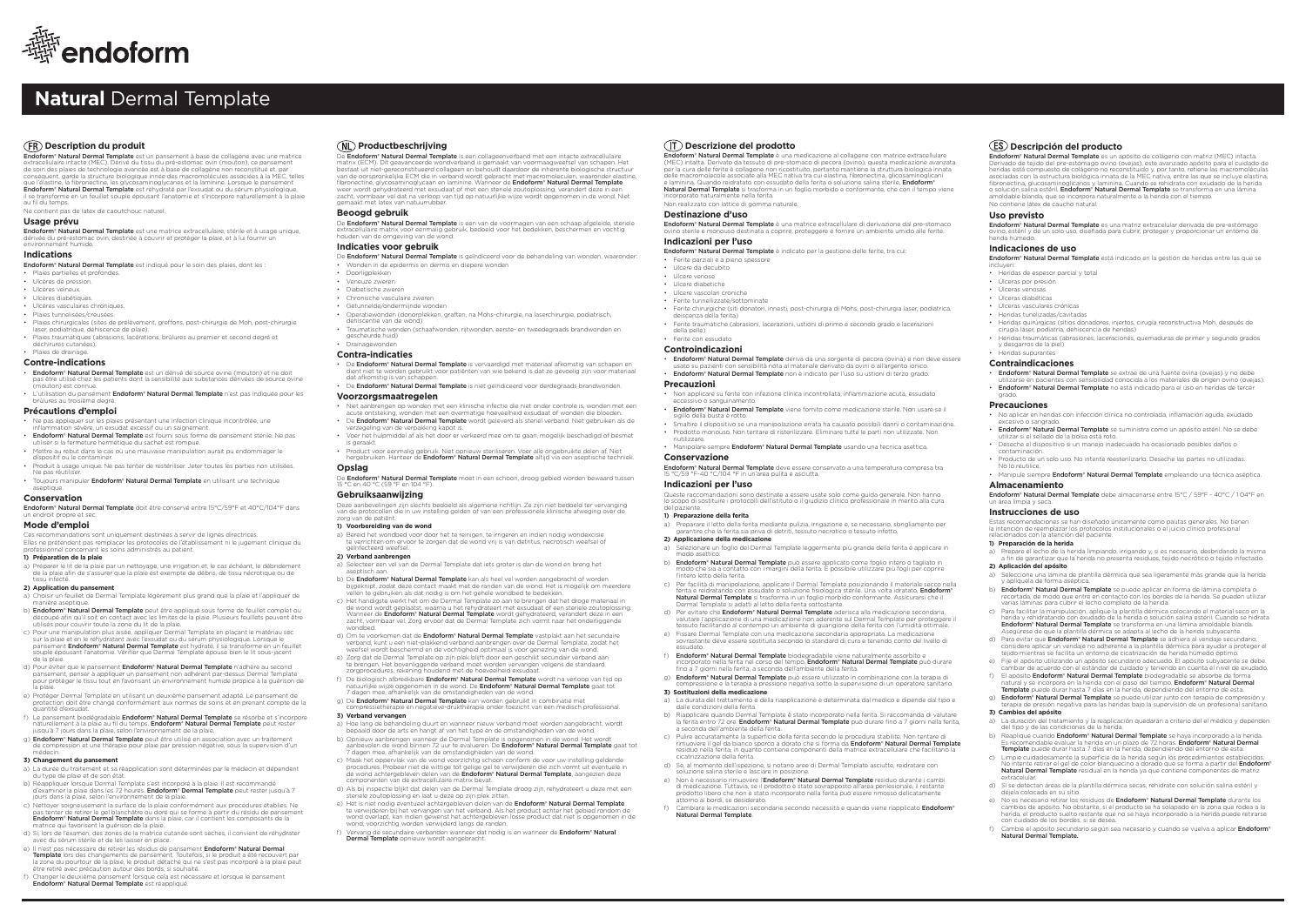endoform

# **Natural** Dermal Template

## (FR) Description du produit

**Endoform® Natural Dermal Template** est un pansement à base de collagène avec une matrice extracellulaire intacte (MEC). Dérivé du tissu du pré-estomac ovin (mouton), ce pansement de soin des plaies de technologie avancée est à base de collagène non reconstitué et, par conséquent, garde la structure biologique innée des macromolécules associées à la MEC, telles que l'élastine, la fibronectine, les glycosaminoglycanes et la laminine. Lorsque le pansement **Endoform® Natural Dermal Template** est réhydraté par l'exsudat ou du sérum physiologique, il se transforme en un feuillet souple épousant l'anatomie et s'incorpore naturellement à la plaie au fil du temps.

Ne contient pas de latex de caoutchouc naturel.

### Usage prévu

**Endoform® Natural Dermal Template** est une matrice extracellulaire, stérile et à usage unique, dérivée du pré-estomac ovin, destinée à couvrir et protéger la plaie, et à lui fournir un environnement humide.

### Indications

**Endoform® Natural Dermal Template** est indiqué pour le soin des plaies, dont les :

- Plaies partielles et profondes.
- Ulcères de pression.
- Ulcères veineux.
- Ulcères diabétiques.
- Ulcères vasculaires chroniques.
- Plaies tunnelisées/creusées.
- Plaies chirurgicales (sites de prélèvement, greffons, post-chirurgie de Mohs, post-chirurgie laser, podiatrique, déhiscence de plaie).
- Plaies traumatiques (abrasions, lacérations, brûlures au premier et second degré et déchirures cutanées).
- Plaies de drainage.

### Contre-indications

- **Endoform® Natural Dermal Template** est un dérivé de source ovine (mouton) et ne doit pas être utilisé chez les patients dont la sensibilité aux substances dérivées de source ovine (mouton) est connue.
- L'utilisation du pansement **Endoform® Natural Dermal Template** n'est pas indiquée pour les brûlures au troisième degré.

### Précautions d'emploi

- Ne pas appliquer sur les plaies présentant une infection clinique incontrôlée, une inflammation sévère, un exsudat excessif ou un saignement.
- **Endoform® Natural Dermal Template** est fourni sous forme de pansement stérile. Ne pas utiliser si la fermeture hermétique du sachet est rompue.
- Mettre au rebut dans le cas où une mauvaise manipulation aurait pu endommager le dispositif ou le contaminer.
- Produit à usage unique. Ne pas tenter de restériliser. Jeter toutes les parties non utilisées. Ne pas réutiliser.
- Toujours manipuler **Endoform® Natural Dermal Template** en utilisant une technique aseptique.

### Conservation

**Endoform® Natural Dermal Template** doit être conservé entre 15°C/59°F et 40°C/104°F dans un endroit propre et sec.

### Mode d'emploi

Ces recommandations sont uniquement destinées à servir de lignes directrices. Elles ne prétendent pas remplacer les protocoles de l'établissement ni le jugement clinique du professionnel concernant les soins administrés au patient.

**1) Préparation de la plaie**

a) Préparer le lit de la plaie par un nettoyage, une irrigation et, le cas échéant, le débridement de la plaie afin de s'assurer que la plaie est exempte de débris, de tissu nécrotique ou de tissu infecté.

**2) Application du pansement**

a) Choisir un feuillet de Dermal Template légèrement plus grand que la plaie et l'appliquer de manière aseptique.
b) **Endoform® Natural Dermal Template** peut être appliqué sous forme de feuillet complet ou découpé afin qu'il soit en contact avec les limites de la plaie. Plusieurs feuillets peuvent être utilisés pour couvrir toute la zone du lit de la plaie.
c) Pour une manipulation plus aisée, appliquer Dermal Template en plaçant le matériau sec sur la plaie et en le réhydratant avec l'exsudat ou du sérum physiologique. Lorsque le pansement **Endoform® Natural Dermal Template** est hydraté, il se transforme en un feuillet souple épousant l'anatomie. Vérifier que Dermal Template épouse bien le lit sous-jacent de la plaie.
d) Pour éviter que le pansement **Endoform® Natural Dermal Template** n'adhère au second pansement, penser à appliquer un pansement non adhérent par-dessus Dermal Template pour protéger le tissu tout en favorisant un environnement humide propice à la guérison de la plaie.
e) Protéger Dermal Template en utilisant un deuxième pansement adapté. Le pansement de protection doit être changé conformément aux normes de soins et en prenant compte de la quantité d'exsudat.
f) Le pansement biodégradable **Endoform® Natural Dermal Template** se résorbe et s'incorpore naturellement à la plaie au fil du temps. **Endoform® Natural Dermal Template** peut rester jusqu'à 7 jours dans la plaie, selon l'environnement de la plaie.
g) **Endoform® Natural Dermal Template** peut être utilisé en association avec un traitement de compression et une thérapie pour plaie par pression négative, sous la supervision d'un médecin.

**3) Changement du pansement**

a) La durée du traitement et sa réapplication sont déterminées par le médecin et dépendent du type de plaie et de son état.
b) Réappliquer lorsque Dermal Template s'est incorporé à la plaie. Il est recommandé d'examiner la plaie dans les 72 heures. **Endoform® Natural Dermal Template** peut rester jusqu'à 7 jours dans la plaie, selon l'environnement de la plaie.
c) Nettoyer soigneusement la surface de la plaie conformément aux procédures établies. Ne pas tenter de retirer le gel blanchâtre ou doré qui se forme à partir du résidu de pansement **Endoform® Natural Dermal Template** dans la plaie, car il contient les composants de la matrice qui favorisent la guérison de la plaie.
d) Si, lors de l'examen, des zones de la matrice cutanée sont sèches, il convient de réhydrater avec du sérum stérile et de les laisser en place.
e) Il n'est pas nécessaire de retirer les résidus de pansement **Endoform® Natural Dermal Template** lors des changements de pansement. Toutefois, si le produit a été recouvert par la zone du pourtour de la plaie, le produit détaché qui ne s'est pas incorporé à la plaie peut être retiré avec précaution autour des bords, si souhaité.
f) Changer le deuxième pansement lorsque cela est nécessaire et lorsque le pansement **Endoform® Natural Dermal Template** est réappliqué.

## (NL) Productbeschrijving

De **Endoform® Natural Dermal Template** is een collageenverband met een intacte extracellulaire matrix (ECM). Dit geavanceerde wondverband is gemaakt van voormaagweefsel van schapen. Het bestaat uit niet-gereconstitueerd collageen en behoudt daardoor de inherente biologische structuur van de oorspronkelijke ECM die in verband wordt gebracht met macromoleculen, waaronder elastine, fibronectine, glycosaminoglycaan en laminine. Wanneer de **Endoform® Natural Dermal Template** weer wordt gehydrateerd met exsudaat of met een steriele zoutoplossing, verandert deze in een zacht, vormbaar vel dat na verloop van tijd op natuurlijke wijze wordt opgenomen in de wond. Niet gemaakt met latex van natuurrubber.

### Beoogd gebruik

De **Endoform® Natural Dermal Template** is een van de voormagen van een schaap afgeleide, steriele extracellulaire matrix voor eenmalig gebruik, bedoeld voor het bedekken, beschermen en vochtig houden van de omgeving van de wond.

### Indicaties voor gebruik

De **Endoform® Natural Dermal Template** is geïndiceerd voor de behandeling van wonden, waaronder:

- Wonden in de epidermis en dermis en diepere wonden
- Doorligplekken
- Veneuze zweren
- Diabetische zweren
- Chronische vasculaire zweren
- Getunnelde/ondermijnde wonden
- Operatiewonden (donorplekken, graften, na Mohs-chirurgie, na laserchirurgie, podiatrisch, dehiscentie van de wond)
- Traumatische wonden (schaafwonden, rijtwonden, eerste- en tweedegraads brandwonden en gescheurde huid)
- Drainagewonden

### Contra-indicaties

- De **Endoform® Natural Dermal Template** is vervaardigd met materiaal afkomstig van schapen en dient niet te worden gebruikt voor patiënten van wie bekend is dat ze gevoelig zijn voor materiaal dat afkomstig is van schapen.
- De **Endoform® Natural Dermal Template** is niet geïndiceerd voor derdegraads brandwonden.

### Voorzorgsmaatregelen

- Niet aanbrengen op wonden met een klinische infectie die niet onder controle is, wonden met een acute ontsteking, wonden met een overmatige hoeveelheid exsudaat of wonden die bloeden.
- De **Endoform® Natural Dermal Template** wordt geleverd als steriel verband. Niet gebruiken als de verzegeling van de verpakking kapot is.
- Voer het hulpmiddel af als het door er verkeerd mee om te gaan, mogelijk beschadigd of besmet is geraakt.
- Product voor eenmalig gebruik. Niet opnieuw steriliseren. Voer alle ongebruikte delen af. Niet hergebruiken. Hanteer de **Endoform® Natural Dermal Template** altijd via een aseptische techniek.

### Opslag

De **Endoform® Natural Dermal Template** moet in een schoon, droog gebied worden bewaard tussen 15 °C en 40 °C (59 °F en 104 °F).

### Gebruiksaanwijzing

Deze aanbevelingen zijn slechts bedoeld als algemene richtlijn. Ze zijn niet bedoeld ter vervanging van de protocollen die in uw instelling gelden of van een professionele klinische afweging over de zorg van de patiënt.

**1) Voorbereiding van de wond**

a) Bereid het wondbed voor door het te reinigen, te irrigeren en indien nodig wondexcisie te verrichten om ervoor te zorgen dat de wond vrij is van detritus, necrotisch weefsel of geïnfecteerd weefsel.

**2) Verband aanbrengen**

a) Selecteer een vel van de Dermal Template dat iets groter is dan de wond en breng het aseptisch aan.
b) De **Endoform® Natural Dermal Template** kan als heel vel worden aangebracht of worden bijgeknipt, zodat deze contact maakt met de randen van de wond. Het is mogelijk om meerdere vellen te gebruiken als dat nodig is om het gehele wondbed te bedekken.
c) Het handigste werkt het om de Dermal Template zo aan te brengen dat het droge materiaal in de wond wordt geplaatst, waarna u het rehydrateert met exsudaat of een steriele zoutoplossing. Wanneer de **Endoform® Natural Dermal Template** wordt gehydrateerd, verandert deze in een zacht, vormbaar vel. Zorg ervoor dat de Dermal Template zich vormt naar het onderliggende wondbed.
d) Om te voorkomen dat de **Endoform® Natural Dermal Template** vastplakt aan het secundaire verband, kunt u een niet-plakkend verband aanbrengen over de Dermal Template, zodat het weefsel wordt beschermd en de vochtigheid optimaal is voor genezing van de wond.
e) Zorg dat de Dermal Template op zijn plek blijft door een geschikt secundair verband aan te brengen. Het bovenliggende verband moet worden vervangen volgens de standaard zorgprocedures, rekening houdend met de hoeveelheid exsudaat.
f) De biologisch afbreekbare **Endoform® Natural Dermal Template** wordt na verloop van tijd op natuurlijke wijze opgenomen in de wond. De **Endoform® Natural Dermal Template** kan tot 7 dagen mee, afhankelijk van de omstandigheden van de wond.
g) De **Endoform® Natural Dermal Template** kan worden gebruikt in combinatie met compressietherapie en negatieve-druktherapie onder toezicht van een medisch professional.

**3) Verband vervangen**

a) Hoe lang de behandeling duurt en wanneer nieuw verband moet worden aangebracht, wordt bepaald door de arts en hangt af van het type en de omstandigheden van de wond.
b) Opnieuw aanbrengen wanneer de Dermal Template is opgenomen in de wond. Het wordt aanbevolen de wond binnen 72 uur te evalueren. De **Endoform® Natural Dermal Template** gaat tot 7 dagen mee, afhankelijk van de omstandigheden van de wond.
c) Maak het oppervlak van de wond voorzichtig schoon conform de voor uw instelling geldende procedures. Probeer niet de wittige tot gelige gel te verwijderen die zich vormt uit eventuele in de wond achtergebleven delen van de **Endoform® Natural Dermal Template**, aangezien deze componenten van de extracellulaire matrix bevat.
d) Als bij inspectie blijkt dat delen van de Dermal Template droog zijn, rehydrateert u deze met een steriele zoutoplossing en laat u deze op zijn plek zitten.
e) Het is niet nodig eventueel achtergebleven delen van de **Endoform® Natural Dermal Template** te verwijderen bij het vervangen van het verband. Als het product echter het gebied rondom de wond overlapt, kan indien gewenst het achtergebleven losse product dat niet is opgenomen in de wond, voorzichtig worden verwijderd langs de randen.
f) Vervang de secundaire verbanden wanneer dat nodig is en wanneer de **Endoform® Natural Dermal Template** opnieuw wordt aangebracht.

## (IT) Descrizione del prodotto

**Endoform® Natural Dermal Template** è una medicazione al collagene con matrice extracellulare (MEC) intatta. Derivato da tessuto di pre-stomaco di pecora (ovino), questa medicazione avanzata per la cura delle ferite è collagene non ricostituito, pertanto mantiene la struttura biologica innata delle macromolecole associate alla MEC nativa tra cui elastina, fibronectina, glicosaminoglicani e laminina. Quando reidratato con essudato della ferita o soluzione salina sterile, **Endoform® Natural Dermal Template** si trasforma in un foglio morbido e conformante, che con il tempo viene incorporato naturalmente nella ferita.

Non realizzato con lattice di gomma naturale.

### Destinazione d'uso

**Endoform® Natural Dermal Template** è una matrice extracellulare di derivazione dal pre-stomaco ovino sterile e monouso destinata a coprire, proteggere e fornire un ambiente umido alle ferite.

### Indicazioni per l'uso

**Endoform® Natural Dermal Template** è indicato per la gestione delle ferite, tra cui:

- Ferite parziali e a pieno spessore
- Ulcere da decubito
- Ulcere venose
- Ulcere diabetiche
- Ulcere vascolari croniche
- Ferite tunnellizzate/sottominate
- Ferite chirurgiche (siti donatori, innesti, post-chirurgia di Mohs, post-chirurgia laser, podiatrica, deiscenza della ferita)
- Ferite traumatiche (abrasioni, lacerazioni, ustioni di primo e secondo grado e lacerazioni della pelle)
- Ferite con essudato

### Controindicazioni

- **Endoform® Natural Dermal Template** deriva da una sorgente di pecora (ovina) e non deve essere usato su pazienti con sensibilità nota al materiale derivato da ovini o all'agente ionico.
- **Endoform® Natural Dermal Template** non è indicato per l'uso su ustioni di terzo grado.

### Precauzioni

- Non applicare su ferite con infezione clinica incontrollata, infiammazione acuta, essudato eccessivo o sanguinamento.
- **Endoform® Natural Dermal Template** viene fornito come medicazione sterile. Non usare se il sigillo della busta è rotto.
- Smaltire il dispositivo se una manipolazione errata ha causato possibili danni o contaminazione.
- Prodotto monouso. Non tentare di risterilizzare. Eliminare tutte le parti non utilizzate. Non riutilizzare.
- Manipolare sempre **Endoform® Natural Dermal Template** usando una tecnica asettica.

### Conservazione

**Endoform® Natural Dermal Template** deve essere conservato a una temperatura compresa tra 15 °C/59 °F-40 °C/104 °F in un'area pulita e asciutta.

### Indicazioni per l'uso

Queste raccomandazioni sono destinate a essere usate solo come guida generale. Non hanno lo scopo di sostituire i protocolli dell'istituto o il giudizio clinico professionale in merito alla cura del paziente.

**1) Preparazione della ferita**

a) Preparare il letto della ferita mediante pulizia, irrigazione e, se necessario, sbrigliamento per garantire che la ferita sia priva di detriti, tessuto necrotico o tessuto infetto.

**2) Applicazione della medicazione**

a) Selezionare un foglio del Dermal Template leggermente più grande della ferita e applicare in modo asettico.
b) **Endoform® Natural Dermal Template** può essere applicato come foglio intero o tagliato in modo che sia a contatto con i margini della ferita. È possibile utilizzare più fogli per coprire l'intero letto della ferita.
c) Per facilità di manipolazione, applicare il Dermal Template posizionando il materiale secco nella ferita e reidratando con essudato o soluzione fisiologica sterile. Una volta idratato, **Endoform® Natural Dermal Template** si trasforma in un foglio morbido conformante. Assicurarsi che il Dermal Template si adatti al letto della ferita sottostante.
d) Per evitare che **Endoform® Natural Dermal Template** aderisca alla medicazione secondaria, valutare l'applicazione di una medicazione non aderente sul Dermal Template per proteggere il tessuto facilitando al contempo un ambiente di guarigione della ferita con l'umidità ottimale.
e) Fissare Dermal Template con una medicazione secondaria appropriata. La medicazione sovrastante deve essere sostituita secondo lo standard di cura e tenendo conto del livello di essudato.
f) **Endoform® Natural Dermal Template** biodegradabile viene naturalmente assorbito e incorporato nella ferita nel corso del tempo. **Endoform® Natural Dermal Template** può durare fino a 7 giorni nella ferita, a seconda dell'ambiente della ferita.
g) **Endoform® Natural Dermal Template** può essere utilizzato in combinazione con la terapia di compressione e la terapia a pressione negativa sotto la supervisione di un operatore sanitario.

**3) Sostituzioni della medicazione**

a) La durata del trattamento e della riapplicazione è determinata dal medico e dipende dal tipo e dalle condizioni della ferita.
b) Riapplicare quando Dermal Template è stato incorporato nella ferita. Si raccomanda di valutare la ferita entro 72 ore. **Endoform® Natural Dermal Template** può durare fino a 7 giorni nella ferita, a seconda dell'ambiente della ferita.
c) Pulire accuratamente la superficie della ferita secondo le procedure stabilite. Non tentare di rimuovere il gel da bianco sporco a dorato che si forma da **Endoform® Natural Dermal Template** residuo nella ferita, in quanto contiene componenti della matrice extracellulare che facilitano la cicatrizzazione della ferita.
d) Se, al momento dell'ispezione, si notano aree di Dermal Template asciutte, reidratare con soluzione salina sterile e lasciare in posizione.
e) Non è necessario rimuovere l'**Endoform® Natural Dermal Template** residuo durante i cambi di medicazione. Tuttavia, se il prodotto è stato sovrapposto all'area perilesionale, il restante prodotto libero che non è stato incorporato nella ferita può essere rimosso delicatamente attorno ai bordi, se desiderato.
f) Cambiare le medicazioni secondarie secondo necessità e quando viene riapplicato **Endoform® Natural Dermal Template**.

## (ES) Descripción del producto

**Endoform® Natural Dermal Template** es un apósito de colágeno con matriz extracelular (MEC) intacta. Derivado de tejido del pre-estómago ovino (ovejas), este avanzado apósito para el cuidado de heridas está compuesto de colágeno no reconstituido y, por tanto, retiene las macromoléculas asociadas con la estructura biológica innata de la MEC nativa, entre las que se incluye elastina, fibronectina, glucosaminoglicanos y laminina. Cuando se rehidrata con exudado de la herida o solución salina estéril, **Endoform® Natural Dermal Template** se transforma en una lámina amoldable blanda, que se incorpora naturalmente a la herida con el tiempo.

No contiene látex de caucho natural.

### Uso previsto

**Endoform® Natural Dermal Template** es una matriz extracelular derivada de pre-estómago ovino, estéril y de un solo uso, diseñada para cubrir, proteger y proporcionar un entorno de herida húmedo.

### Indicaciones de uso

**Endoform® Natural Dermal Template** está indicado en la gestión de heridas entre las que se incluyen:

- Heridas de espesor parcial y total
- Úlceras por presión
- Úlceras venosas
- Úlceras diabéticas
- Úlceras vasculares crónicas
- Heridas tunelizadas/cavitadas
- Heridas quirúrgicas (sitios donadores, injertos, cirugía reconstructiva Moh, después de cirugía láser, podiatría, dehiscencia de heridas)
- Heridas traumáticas (abrasiones, laceraciones, quemaduras de primer y segundo grados y desgarros de la piel)
- Heridas supurantes

### Contraindicaciones

- **Endoform® Natural Dermal Template** se extrae de una fuente ovina (ovejas) y no debe utilizarse en pacientes con sensibilidad conocida a los materiales de origen ovino (ovejas).
- **Endoform® Natural Dermal Template** no está indicado para el uso en heridas de tercer grado.

### Precauciones

- No aplicar en heridas con infección clínica no controlada, inflamación aguda, exudado excesivo o sangrado.
- **Endoform® Natural Dermal Template** se suministra como un apósito estéril. No se debe utilizar si el sellado de la bolsa está roto.
- Deseche el dispositivo si un manejo inadecuado ha ocasionado posibles daños o contaminación.
- Producto de un solo uso. No intente reesterilizarlo. Deseche las partes no utilizadas. No lo reutilice.
- Manipule siempre **Endoform® Natural Dermal Template** empleando una técnica aséptica.

### Almacenamiento

**Endoform® Natural Dermal Template** debe almacenarse entre 15°C / 59°F - 40°C / 104°F en un área limpia y seca.

### Instrucciones de uso

Estas recomendaciones se han diseñado únicamente como pautas generales. No tienen la intención de reemplazar los protocolos institucionales o el juicio clínico profesional relacionados con la atención del paciente.

**1) Preparación de la herida**

a) Prepare el lecho de la herida limpiando, irrigando y, si es necesario, desbridando la misma a fin de garantizar que la herida no presenta residuos, tejido necrótico o tejido infectado.

**2) Aplicación del apósito**

a) Seleccione una lámina de plantilla dérmica que sea ligeramente más grande que la herida y aplíquela de forma aséptica.
b) **Endoform® Natural Dermal Template** se puede aplicar en forma de lámina completa o recortada, de modo que entre en contacto con los bordes de la herida. Se pueden utilizar varias láminas para cubrir el lecho completo de la herida.
c) Para facilitar la manipulación, aplique la plantilla dérmica colocando el material seco en la herida y rehidratando con exudado de la herida o solución salina estéril. Cuando se hidrata **Endoform® Natural Dermal Template** se transforma en una lámina amoldable blanda. Asegúrese de que la plantilla dérmica se adapta al lecho de la herida subyacente.
d) Para evitar que **Endoform® Natural Dermal Template** se adhiera al vendaje secundario, considere aplicar un vendaje no adherente a la plantilla dérmica para ayudar a proteger el tejido mientras se facilita un entorno de cicatrización de herida húmedo óptimo.
e) Fije el apósito utilizando un apósito secundario adecuado. El apósito subyacente se debe cambiar de acuerdo con el estándar de cuidado y teniendo en cuenta el nivel de exudado.
f) El apósito **Endoform® Natural Dermal Template** biodegradable se absorbe de forma natural y se incorpora en la herida con el paso del tiempo. **Endoform® Natural Dermal Template** puede durar hasta 7 días en la herida, dependiendo del entorno de esta.
g) **Endoform® Natural Dermal Template** se puede utilizar junto con terapia de compresión y terapia de presión negativa para las heridas bajo la supervisión de un profesional sanitario.

**3) Cambios del apósito**

a) La duración del tratamiento y la reaplicación quedarán a criterio del el médico y dependen del tipo y de las condiciones de la herida.
b) Reaplique cuando **Endoform® Natural Dermal Template** se haya incorporado a la herida. Es recomendable evaluar la herida en un plazo de 72 horas. **Endoform® Natural Dermal Template** puede durar hasta 7 días en la herida, dependiendo del entorno de esta.
c) Limpie cuidadosamente la superficie de la herida según los procedimientos establecidos. No intente retirar el gel de color blanquecino a dorado que se forma a partir del **Endoform® Natural Dermal Template** residual en la herida ya que contiene componentes de matriz extracelular.
d) Si se detectan áreas de la plantilla dérmica secas, rehidrate con solución salina estéril y déjela colocada en su sitio.
e) No es necesario retirar los residuos de **Endoform® Natural Dermal Template** durante los cambios de apósito. No obstante, si el producto se ha solapado en la zona que rodea a la herida, el producto suelto restante que no se haya incorporado a la herida puede retirarse con cuidado de los bordes, si se desea.
f) Cambie el apósito secundario según sea necesario y cuando se vuelva a aplicar **Endoform® Natural Dermal Template.**